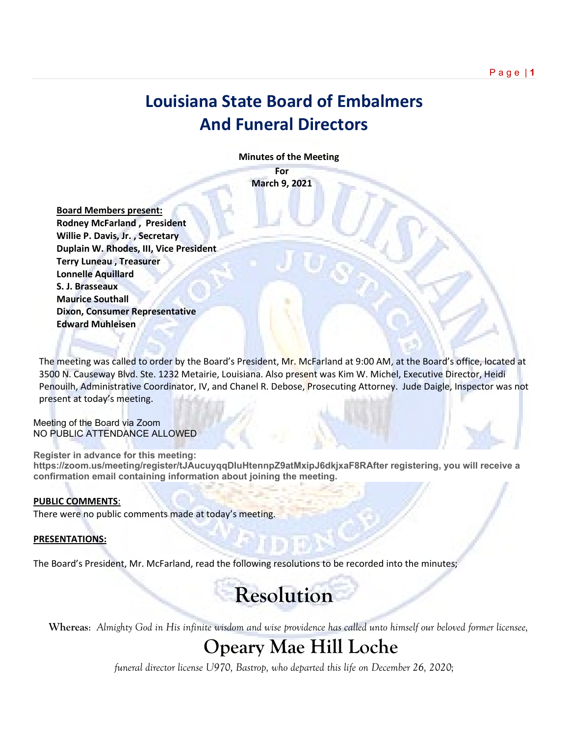# Louisiana State Board of Embalmers And Funeral Directors

**Minutes of the Meeting**

**For**

**March 9, 2021**

**Board Members present:**
**Rodney McFarland , President**
**Willie P. Davis, Jr. , Secretary**
**Duplain W. Rhodes, III, Vice President**
**Terry Luneau , Treasurer**
**Lonnelle Aquillard**
**S. J. Brasseaux**
**Maurice Southall**
**Dixon, Consumer Representative**
**Edward Muhleisen**

The meeting was called to order by the Board's President, Mr. McFarland at 9:00 AM, at the Board's office, located at 3500 N. Causeway Blvd. Ste. 1232 Metairie, Louisiana. Also present was Kim W. Michel, Executive Director, Heidi Penouilh, Administrative Coordinator, IV, and Chanel R. Debose, Prosecuting Attorney. Jude Daigle, Inspector was not present at today's meeting.

Meeting of the Board via Zoom
NO PUBLIC ATTENDANCE ALLOWED

**Register in advance for this meeting:**
**https://zoom.us/meeting/register/tJAucuyqqDIuHtennpZ9atMxipJ6dkjxaF8RAfter registering, you will receive a confirmation email containing information about joining the meeting.**

**PUBLIC COMMENTS**:
There were no public comments made at today's meeting.

**PRESENTATIONS:**

The Board's President, Mr. McFarland, read the following resolutions to be recorded into the minutes;

## Resolution

**Whereas:** *Almighty God in His infinite wisdom and wise providence has called unto himself our beloved former licensee,*

## Opeary Mae Hill Loche

*funeral director license U970, Bastrop, who departed this life on December 26, 2020;*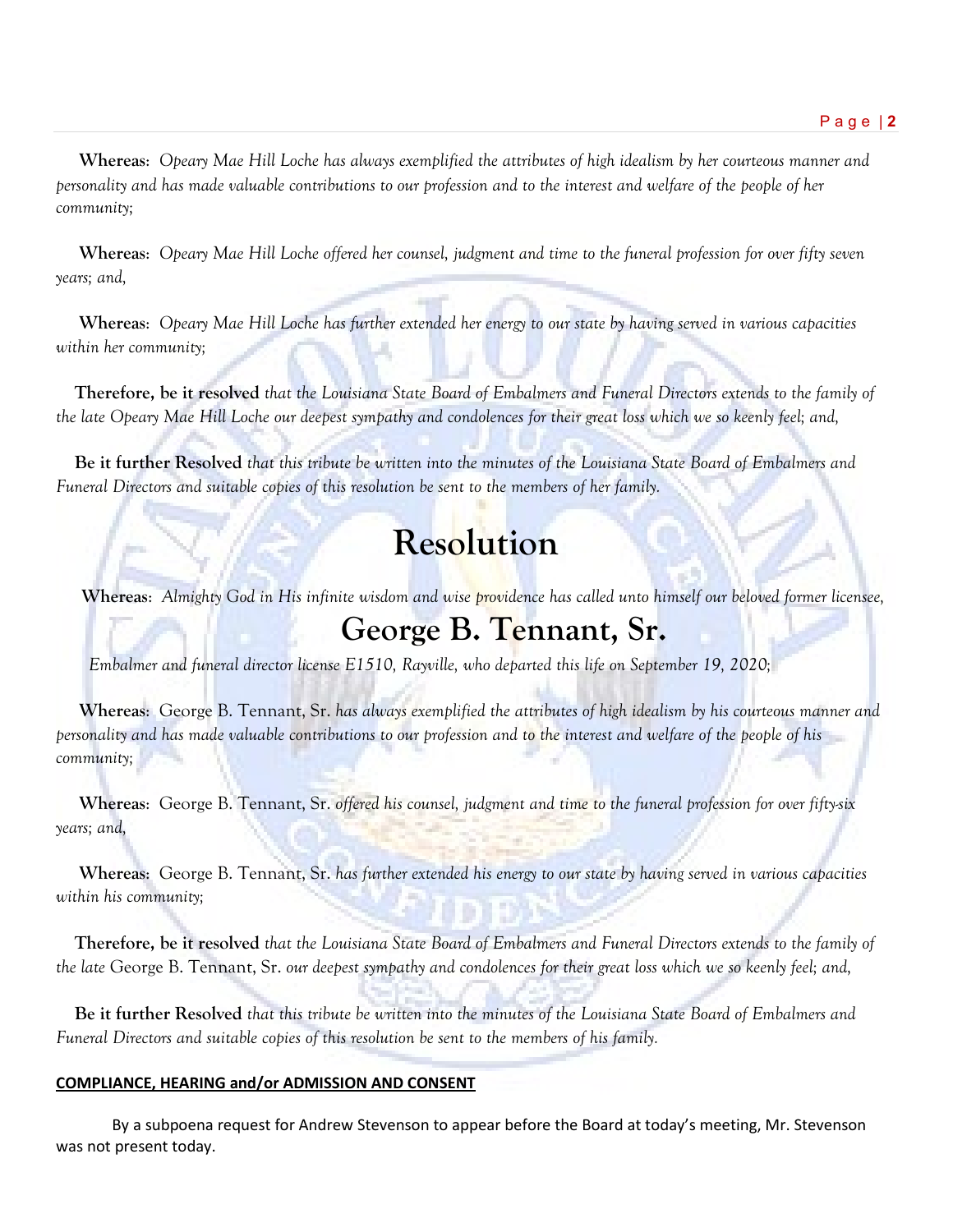**Whereas**: *Opeary Mae Hill Loche has always exemplified the attributes of high idealism by her courteous manner and personality and has made valuable contributions to our profession and to the interest and welfare of the people of her community;*

**Whereas**: *Opeary Mae Hill Loche offered her counsel, judgment and time to the funeral profession for over fifty seven years; and,*

**Whereas**: *Opeary Mae Hill Loche has further extended her energy to our state by having served in various capacities within her community;*

**Therefore, be it resolved** *that the Louisiana State Board of Embalmers and Funeral Directors extends to the family of the late Opeary Mae Hill Loche our deepest sympathy and condolences for their great loss which we so keenly feel; and,*

**Be it further Resolved** *that this tribute be written into the minutes of the Louisiana State Board of Embalmers and Funeral Directors and suitable copies of this resolution be sent to the members of her family.*

# Resolution

**Whereas**: *Almighty God in His infinite wisdom and wise providence has called unto himself our beloved former licensee,*

## George B. Tennant, Sr.

*Embalmer and funeral director license E1510, Rayville, who departed this life on September 19, 2020;*

**Whereas**: George B. Tennant, Sr. *has always exemplified the attributes of high idealism by his courteous manner and personality and has made valuable contributions to our profession and to the interest and welfare of the people of his community;*

**Whereas**: George B. Tennant, Sr. *offered his counsel, judgment and time to the funeral profession for over fifty-six years; and,*

**Whereas**: George B. Tennant, Sr. *has further extended his energy to our state by having served in various capacities within his community;*

**Therefore, be it resolved** *that the Louisiana State Board of Embalmers and Funeral Directors extends to the family of the late* George B. Tennant, Sr. *our deepest sympathy and condolences for their great loss which we so keenly feel; and,*

**Be it further Resolved** *that this tribute be written into the minutes of the Louisiana State Board of Embalmers and Funeral Directors and suitable copies of this resolution be sent to the members of his family.*

**COMPLIANCE, HEARING and/or ADMISSION AND CONSENT**

By a subpoena request for Andrew Stevenson to appear before the Board at today's meeting, Mr. Stevenson was not present today.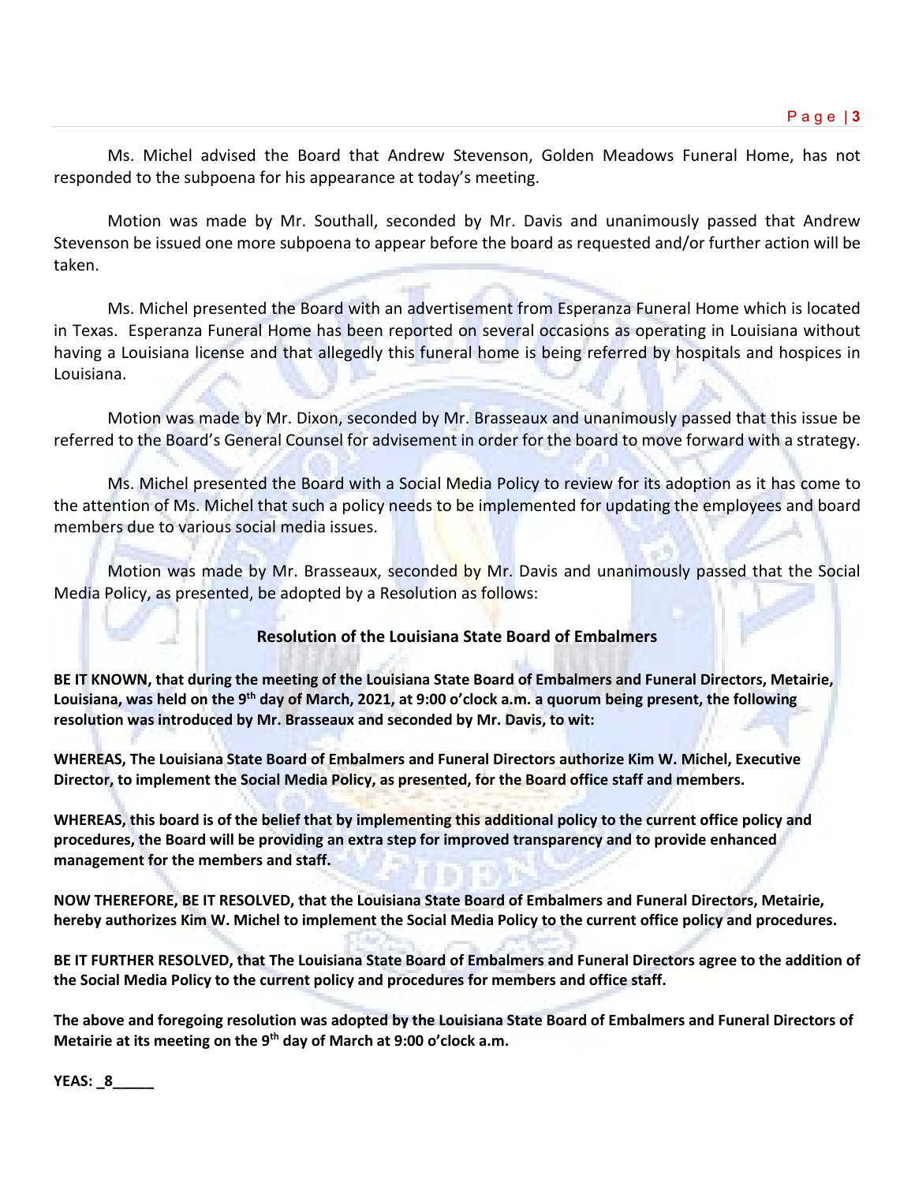Ms. Michel advised the Board that Andrew Stevenson, Golden Meadows Funeral Home, has not responded to the subpoena for his appearance at today's meeting.

Motion was made by Mr. Southall, seconded by Mr. Davis and unanimously passed that Andrew Stevenson be issued one more subpoena to appear before the board as requested and/or further action will be taken.

Ms. Michel presented the Board with an advertisement from Esperanza Funeral Home which is located in Texas. Esperanza Funeral Home has been reported on several occasions as operating in Louisiana without having a Louisiana license and that allegedly this funeral home is being referred by hospitals and hospices in Louisiana.

Motion was made by Mr. Dixon, seconded by Mr. Brasseaux and unanimously passed that this issue be referred to the Board's General Counsel for advisement in order for the board to move forward with a strategy.

Ms. Michel presented the Board with a Social Media Policy to review for its adoption as it has come to the attention of Ms. Michel that such a policy needs to be implemented for updating the employees and board members due to various social media issues.

Motion was made by Mr. Brasseaux, seconded by Mr. Davis and unanimously passed that the Social Media Policy, as presented, be adopted by a Resolution as follows:

**Resolution of the Louisiana State Board of Embalmers**

**BE IT KNOWN, that during the meeting of the Louisiana State Board of Embalmers and Funeral Directors, Metairie, Louisiana, was held on the 9th day of March, 2021, at 9:00 o'clock a.m. a quorum being present, the following resolution was introduced by Mr. Brasseaux and seconded by Mr. Davis, to wit:**

**WHEREAS, The Louisiana State Board of Embalmers and Funeral Directors authorize Kim W. Michel, Executive Director, to implement the Social Media Policy, as presented, for the Board office staff and members.**

**WHEREAS, this board is of the belief that by implementing this additional policy to the current office policy and procedures, the Board will be providing an extra step for improved transparency and to provide enhanced management for the members and staff.**

**NOW THEREFORE, BE IT RESOLVED, that the Louisiana State Board of Embalmers and Funeral Directors, Metairie, hereby authorizes Kim W. Michel to implement the Social Media Policy to the current office policy and procedures.**

**BE IT FURTHER RESOLVED, that The Louisiana State Board of Embalmers and Funeral Directors agree to the addition of the Social Media Policy to the current policy and procedures for members and office staff.**

**The above and foregoing resolution was adopted by the Louisiana State Board of Embalmers and Funeral Directors of Metairie at its meeting on the 9th day of March at 9:00 o'clock a.m.**

**YEAS: _8_____**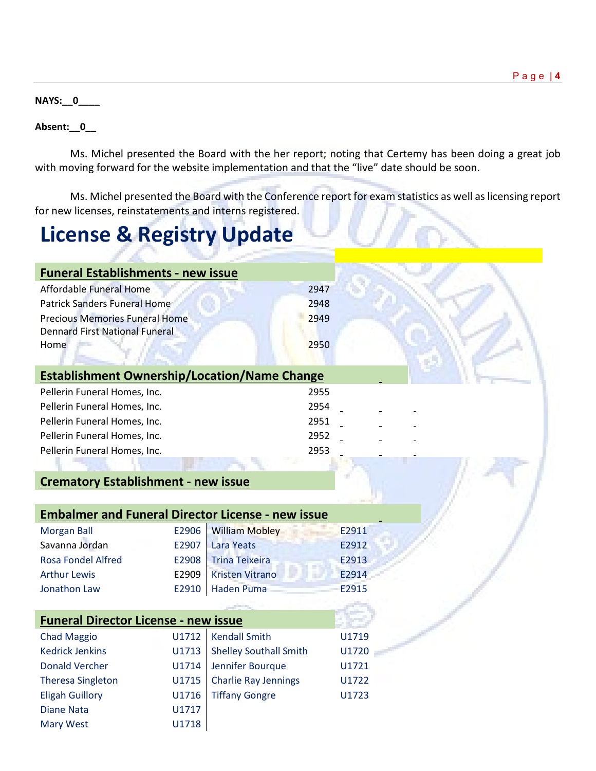**NAYS:__0____**

**Absent:__0__**

Ms. Michel presented the Board with the her report; noting that Certemy has been doing a great job with moving forward for the website implementation and that the "live" date should be soon.

Ms. Michel presented the Board with the Conference report for exam statistics as well as licensing report for new licenses, reinstatements and interns registered.

# License & Registry Update

## Funeral Establishments - new issue

| | |
|---|---|
| Affordable Funeral Home | 2947 |
| Patrick Sanders Funeral Home | 2948 |
| Precious Memories Funeral Home | 2949 |
| Dennard First National Funeral Home | 2950 |

## Establishment Ownership/Location/Name Change

| | |
|---|---|
| Pellerin Funeral Homes, Inc. | 2955 |
| Pellerin Funeral Homes, Inc. | 2954 |
| Pellerin Funeral Homes, Inc. | 2951 |
| Pellerin Funeral Homes, Inc. | 2952 |
| Pellerin Funeral Homes, Inc. | 2953 |

## Crematory Establishment - new issue

## Embalmer and Funeral Director License - new issue

| | | | |
|---|---|---|---|
| Morgan Ball | E2906 | William Mobley | E2911 |
| Savanna Jordan | E2907 | Lara Yeats | E2912 |
| Rosa Fondel Alfred | E2908 | Trina Teixeira | E2913 |
| Arthur Lewis | E2909 | Kristen Vitrano | E2914 |
| Jonathon Law | E2910 | Haden Puma | E2915 |

## Funeral Director License - new issue

| | | | |
|---|---|---|---|
| Chad Maggio | U1712 | Kendall Smith | U1719 |
| Kedrick Jenkins | U1713 | Shelley Southall Smith | U1720 |
| Donald Vercher | U1714 | Jennifer Bourque | U1721 |
| Theresa Singleton | U1715 | Charlie Ray Jennings | U1722 |
| Eligah Guillory | U1716 | Tiffany Gongre | U1723 |
| Diane Nata | U1717 | | |
| Mary West | U1718 | | |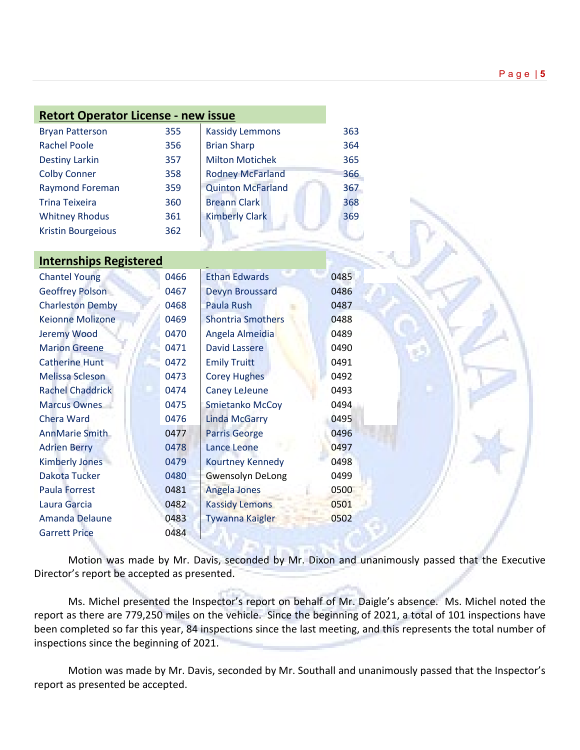## Retort Operator License - new issue

| Name | No. | Name | No. |
|---|---|---|---|
| Bryan Patterson | 355 | Kassidy Lemmons | 363 |
| Rachel Poole | 356 | Brian Sharp | 364 |
| Destiny Larkin | 357 | Milton Motichek | 365 |
| Colby Conner | 358 | Rodney McFarland | 366 |
| Raymond Foreman | 359 | Quinton McFarland | 367 |
| Trina Teixeira | 360 | Breann Clark | 368 |
| Whitney Rhodus | 361 | Kimberly Clark | 369 |
| Kristin Bourgeious | 362 | | |

## Internships Registered

| Name | No. | Name | No. |
|---|---|---|---|
| Chantel Young | 0466 | Ethan Edwards | 0485 |
| Geoffrey Polson | 0467 | Devyn Broussard | 0486 |
| Charleston Demby | 0468 | Paula Rush | 0487 |
| Keionne Molizone | 0469 | Shontria Smothers | 0488 |
| Jeremy Wood | 0470 | Angela Almeidia | 0489 |
| Marion Greene | 0471 | David Lassere | 0490 |
| Catherine Hunt | 0472 | Emily Truitt | 0491 |
| Melissa Scleson | 0473 | Corey Hughes | 0492 |
| Rachel Chaddrick | 0474 | Caney LeJeune | 0493 |
| Marcus Ownes | 0475 | Smietanko McCoy | 0494 |
| Chera Ward | 0476 | Linda McGarry | 0495 |
| AnnMarie Smith | 0477 | Parris George | 0496 |
| Adrien Berry | 0478 | Lance Leone | 0497 |
| Kimberly Jones | 0479 | Kourtney Kennedy | 0498 |
| Dakota Tucker | 0480 | Gwensolyn DeLong | 0499 |
| Paula Forrest | 0481 | Angela Jones | 0500 |
| Laura Garcia | 0482 | Kassidy Lemons | 0501 |
| Amanda Delaune | 0483 | Tywanna Kaigler | 0502 |
| Garrett Price | 0484 | | |

Motion was made by Mr. Davis, seconded by Mr. Dixon and unanimously passed that the Executive Director's report be accepted as presented.

Ms. Michel presented the Inspector's report on behalf of Mr. Daigle's absence. Ms. Michel noted the report as there are 779,250 miles on the vehicle. Since the beginning of 2021, a total of 101 inspections have been completed so far this year, 84 inspections since the last meeting, and this represents the total number of inspections since the beginning of 2021.

Motion was made by Mr. Davis, seconded by Mr. Southall and unanimously passed that the Inspector's report as presented be accepted.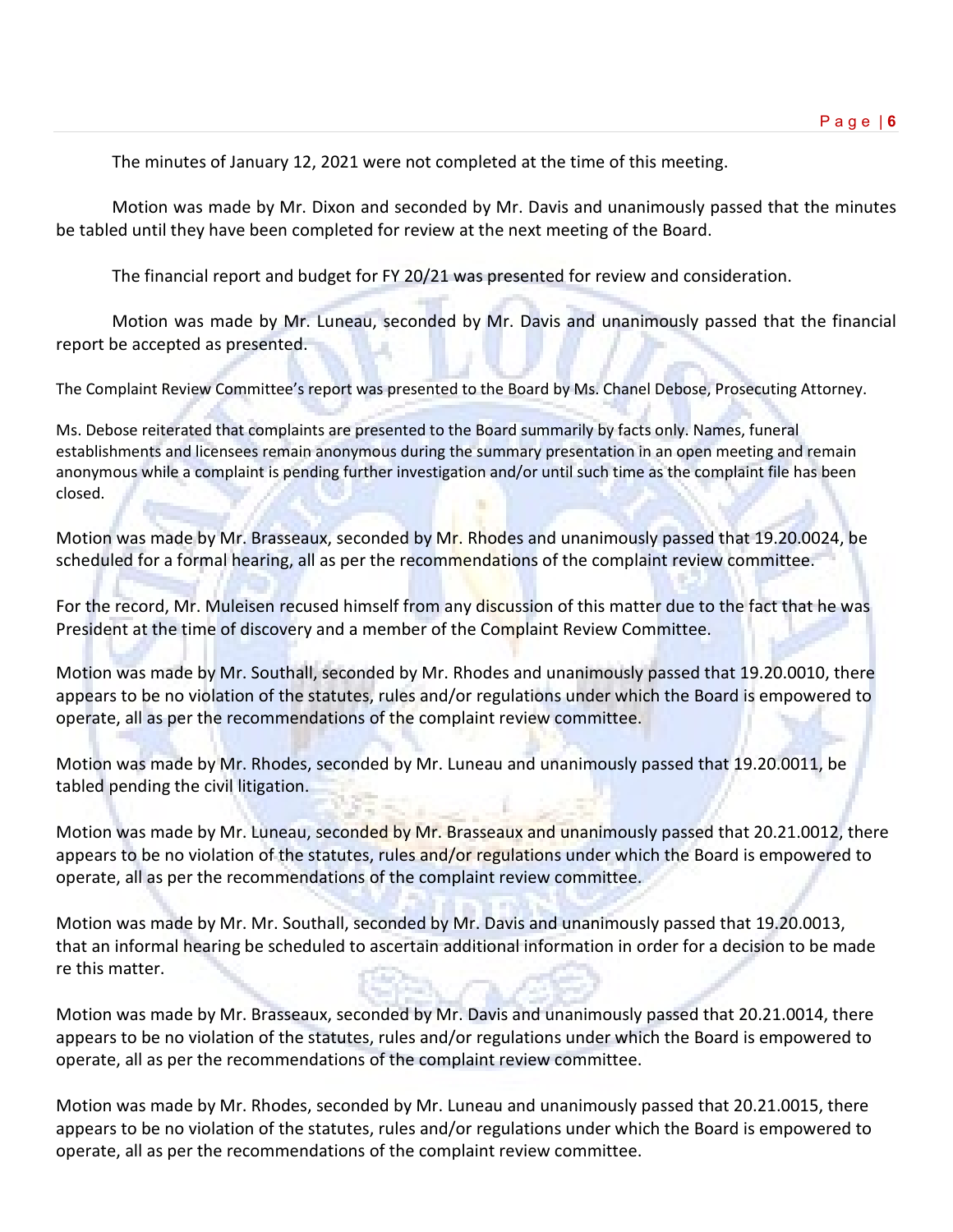The minutes of January 12, 2021 were not completed at the time of this meeting.

Motion was made by Mr. Dixon and seconded by Mr. Davis and unanimously passed that the minutes be tabled until they have been completed for review at the next meeting of the Board.

The financial report and budget for FY 20/21 was presented for review and consideration.

Motion was made by Mr. Luneau, seconded by Mr. Davis and unanimously passed that the financial report be accepted as presented.

The Complaint Review Committee's report was presented to the Board by Ms. Chanel Debose, Prosecuting Attorney.

Ms. Debose reiterated that complaints are presented to the Board summarily by facts only. Names, funeral establishments and licensees remain anonymous during the summary presentation in an open meeting and remain anonymous while a complaint is pending further investigation and/or until such time as the complaint file has been closed.

Motion was made by Mr. Brasseaux, seconded by Mr. Rhodes and unanimously passed that 19.20.0024, be scheduled for a formal hearing, all as per the recommendations of the complaint review committee.

For the record, Mr. Muleisen recused himself from any discussion of this matter due to the fact that he was President at the time of discovery and a member of the Complaint Review Committee.

Motion was made by Mr. Southall, seconded by Mr. Rhodes and unanimously passed that 19.20.0010, there appears to be no violation of the statutes, rules and/or regulations under which the Board is empowered to operate, all as per the recommendations of the complaint review committee.

Motion was made by Mr. Rhodes, seconded by Mr. Luneau and unanimously passed that 19.20.0011, be tabled pending the civil litigation.

Motion was made by Mr. Luneau, seconded by Mr. Brasseaux and unanimously passed that 20.21.0012, there appears to be no violation of the statutes, rules and/or regulations under which the Board is empowered to operate, all as per the recommendations of the complaint review committee.

Motion was made by Mr. Mr. Southall, seconded by Mr. Davis and unanimously passed that 19.20.0013, that an informal hearing be scheduled to ascertain additional information in order for a decision to be made re this matter.

Motion was made by Mr. Brasseaux, seconded by Mr. Davis and unanimously passed that 20.21.0014, there appears to be no violation of the statutes, rules and/or regulations under which the Board is empowered to operate, all as per the recommendations of the complaint review committee.

Motion was made by Mr. Rhodes, seconded by Mr. Luneau and unanimously passed that 20.21.0015, there appears to be no violation of the statutes, rules and/or regulations under which the Board is empowered to operate, all as per the recommendations of the complaint review committee.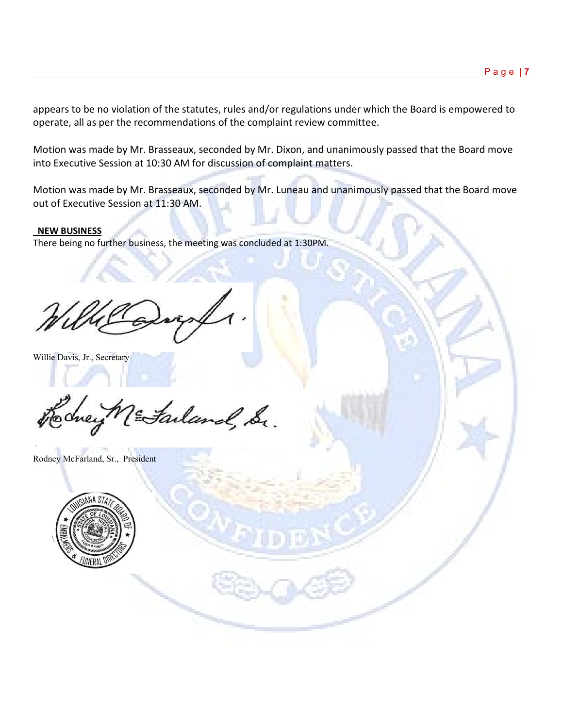appears to be no violation of the statutes, rules and/or regulations under which the Board is empowered to operate, all as per the recommendations of the complaint review committee.

Motion was made by Mr. Brasseaux, seconded by Mr. Dixon, and unanimously passed that the Board move into Executive Session at 10:30 AM for discussion of complaint matters.

Motion was made by Mr. Brasseaux, seconded by Mr. Luneau and unanimously passed that the Board move out of Executive Session at 11:30 AM.

**NEW BUSINESS**

There being no further business, the meeting was concluded at 1:30PM.

Willie Davis, Jr., Secretary

Rodney McFarland, Sr., President